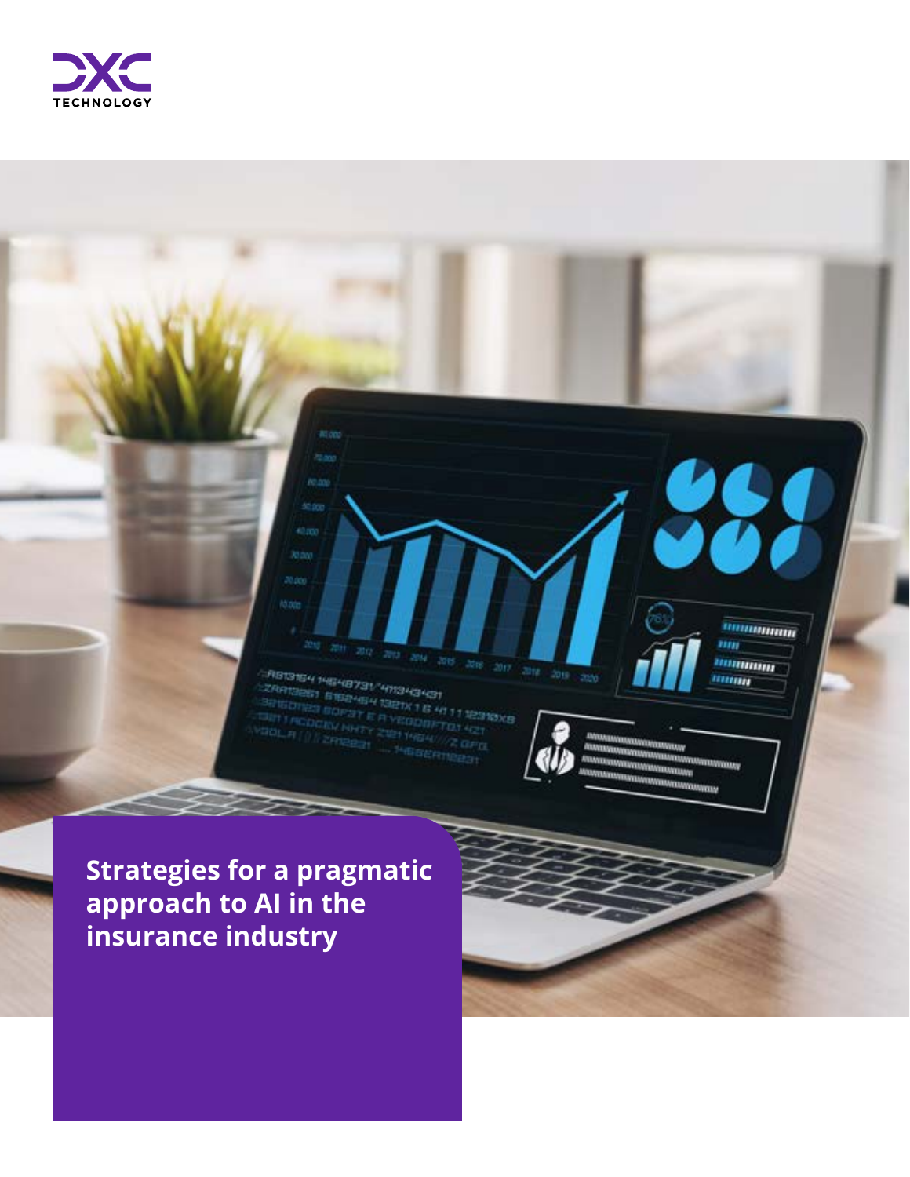# Strategies for a pragmatic approach to AI in the insurance industry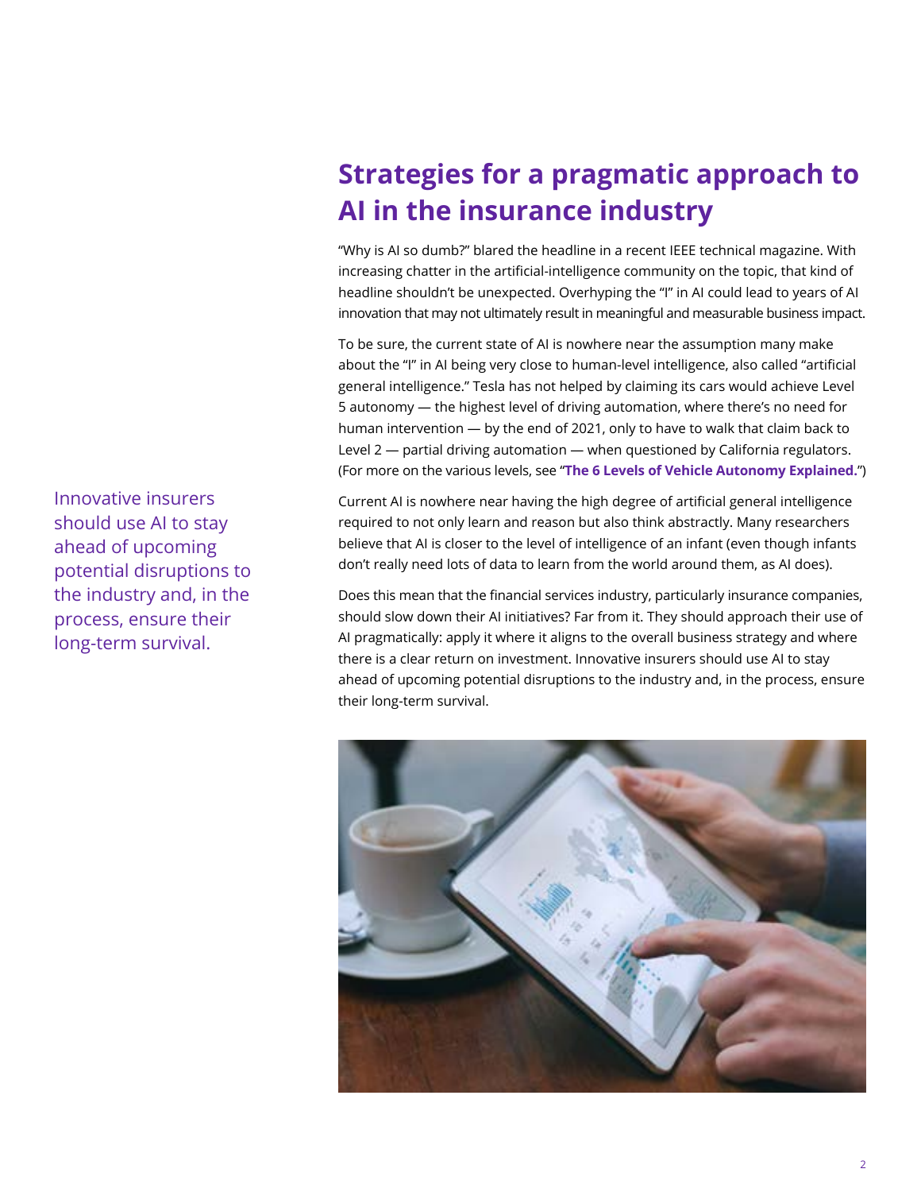## Strategies for a pragmatic approach to AI in the insurance industry

"Why is AI so dumb?" blared the headline in a recent IEEE technical magazine. With increasing chatter in the artificial-intelligence community on the topic, that kind of headline shouldn't be unexpected. Overhyping the "I" in AI could lead to years of AI innovation that may not ultimately result in meaningful and measurable business impact.

To be sure, the current state of AI is nowhere near the assumption many make about the "I" in AI being very close to human-level intelligence, also called "artificial general intelligence." Tesla has not helped by claiming its cars would achieve Level 5 autonomy — the highest level of driving automation, where there's no need for human intervention — by the end of 2021, only to have to walk that claim back to Level 2 — partial driving automation — when questioned by California regulators. (For more on the various levels, see "**The 6 Levels of Vehicle Autonomy Explained.**")

Current AI is nowhere near having the high degree of artificial general intelligence required to not only learn and reason but also think abstractly. Many researchers believe that AI is closer to the level of intelligence of an infant (even though infants don't really need lots of data to learn from the world around them, as AI does).

Does this mean that the financial services industry, particularly insurance companies, should slow down their AI initiatives? Far from it. They should approach their use of AI pragmatically: apply it where it aligns to the overall business strategy and where there is a clear return on investment. Innovative insurers should use AI to stay ahead of upcoming potential disruptions to the industry and, in the process, ensure their long-term survival.

> Innovative insurers should use AI to stay ahead of upcoming potential disruptions to the industry and, in the process, ensure their long-term survival.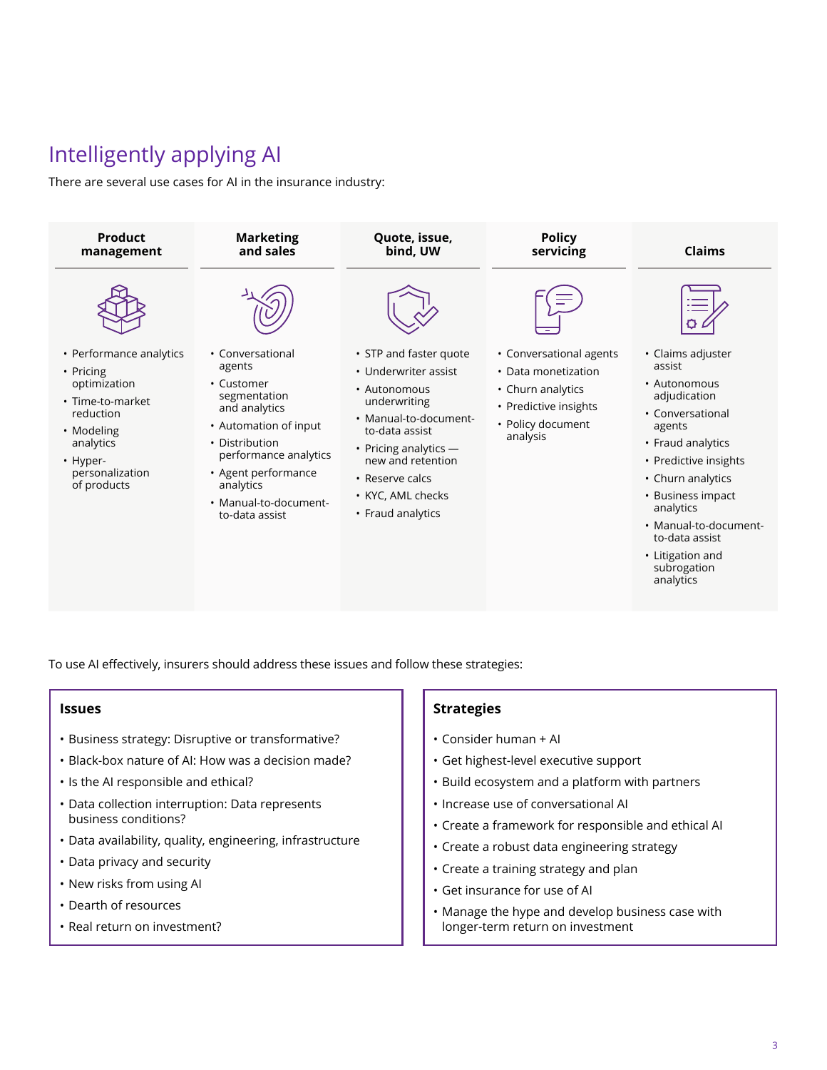## Intelligently applying AI

There are several use cases for AI in the insurance industry:

### Product management

- Performance analytics
- Pricing optimization
- Time-to-market reduction
- Modeling analytics
- Hyper-personalization of products

### Marketing and sales

- Conversational agents
- Customer segmentation and analytics
- Automation of input
- Distribution performance analytics
- Agent performance analytics
- Manual-to-document-to-data assist

### Quote, issue, bind, UW

- STP and faster quote
- Underwriter assist
- Autonomous underwriting
- Manual-to-document-to-data assist
- Pricing analytics — new and retention
- Reserve calcs
- KYC, AML checks
- Fraud analytics

### Policy servicing

- Conversational agents
- Data monetization
- Churn analytics
- Predictive insights
- Policy document analysis

### Claims

- Claims adjuster assist
- Autonomous adjudication
- Conversational agents
- Fraud analytics
- Predictive insights
- Churn analytics
- Business impact analytics
- Manual-to-document-to-data assist
- Litigation and subrogation analytics

To use AI effectively, insurers should address these issues and follow these strategies:

### Issues

- Business strategy: Disruptive or transformative?
- Black-box nature of AI: How was a decision made?
- Is the AI responsible and ethical?
- Data collection interruption: Data represents business conditions?
- Data availability, quality, engineering, infrastructure
- Data privacy and security
- New risks from using AI
- Dearth of resources
- Real return on investment?

### Strategies

- Consider human + AI
- Get highest-level executive support
- Build ecosystem and a platform with partners
- Increase use of conversational AI
- Create a framework for responsible and ethical AI
- Create a robust data engineering strategy
- Create a training strategy and plan
- Get insurance for use of AI
- Manage the hype and develop business case with longer-term return on investment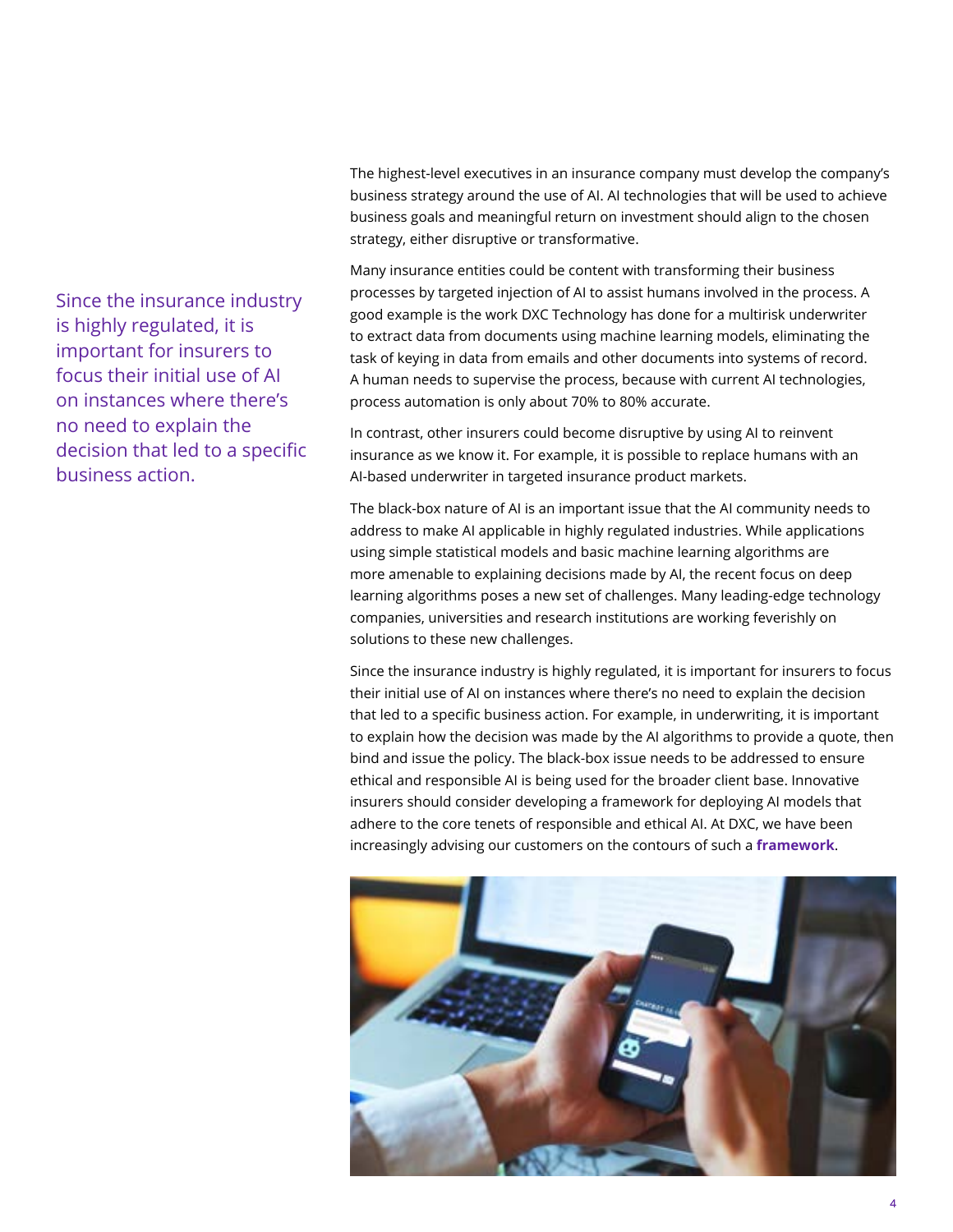> Since the insurance industry is highly regulated, it is important for insurers to focus their initial use of AI on instances where there's no need to explain the decision that led to a specific business action.

The highest-level executives in an insurance company must develop the company's business strategy around the use of AI. AI technologies that will be used to achieve business goals and meaningful return on investment should align to the chosen strategy, either disruptive or transformative.

Many insurance entities could be content with transforming their business processes by targeted injection of AI to assist humans involved in the process. A good example is the work DXC Technology has done for a multirisk underwriter to extract data from documents using machine learning models, eliminating the task of keying in data from emails and other documents into systems of record. A human needs to supervise the process, because with current AI technologies, process automation is only about 70% to 80% accurate.

In contrast, other insurers could become disruptive by using AI to reinvent insurance as we know it. For example, it is possible to replace humans with an AI-based underwriter in targeted insurance product markets.

The black-box nature of AI is an important issue that the AI community needs to address to make AI applicable in highly regulated industries. While applications using simple statistical models and basic machine learning algorithms are more amenable to explaining decisions made by AI, the recent focus on deep learning algorithms poses a new set of challenges. Many leading-edge technology companies, universities and research institutions are working feverishly on solutions to these new challenges.

Since the insurance industry is highly regulated, it is important for insurers to focus their initial use of AI on instances where there's no need to explain the decision that led to a specific business action. For example, in underwriting, it is important to explain how the decision was made by the AI algorithms to provide a quote, then bind and issue the policy. The black-box issue needs to be addressed to ensure ethical and responsible AI is being used for the broader client base. Innovative insurers should consider developing a framework for deploying AI models that adhere to the core tenets of responsible and ethical AI. At DXC, we have been increasingly advising our customers on the contours of such a **framework**.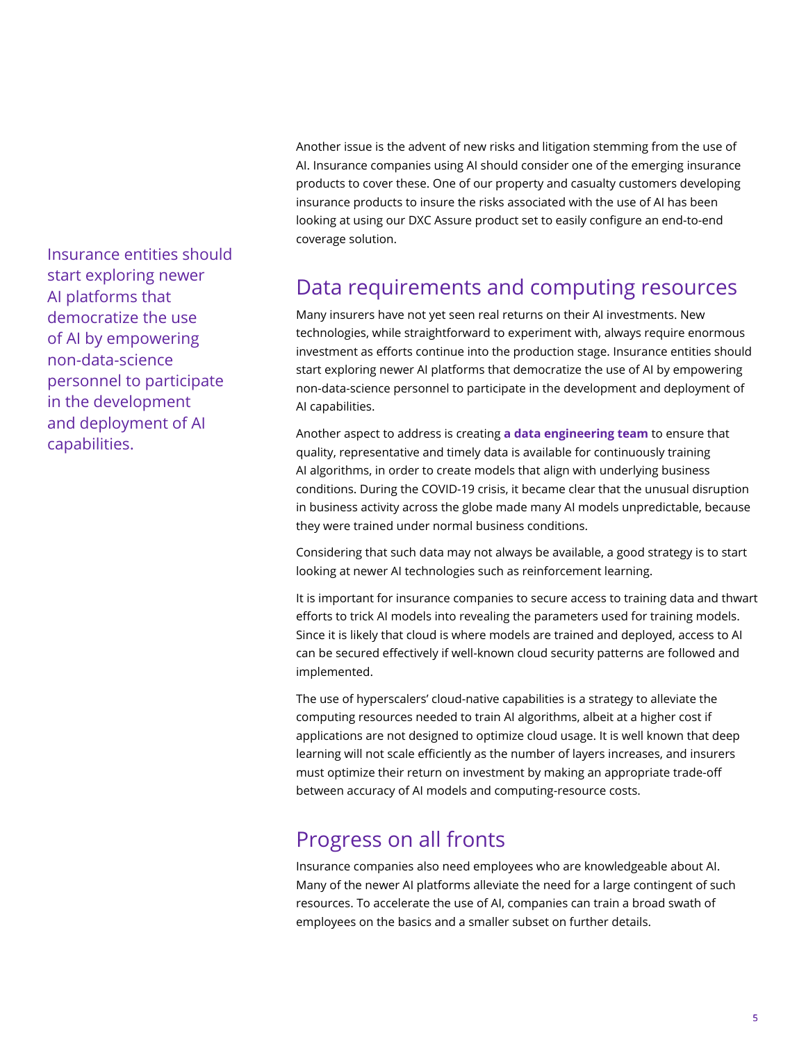Another issue is the advent of new risks and litigation stemming from the use of AI. Insurance companies using AI should consider one of the emerging insurance products to cover these. One of our property and casualty customers developing insurance products to insure the risks associated with the use of AI has been looking at using our DXC Assure product set to easily configure an end-to-end coverage solution.

> Insurance entities should start exploring newer AI platforms that democratize the use of AI by empowering non-data-science personnel to participate in the development and deployment of AI capabilities.

## Data requirements and computing resources

Many insurers have not yet seen real returns on their AI investments. New technologies, while straightforward to experiment with, always require enormous investment as efforts continue into the production stage. Insurance entities should start exploring newer AI platforms that democratize the use of AI by empowering non-data-science personnel to participate in the development and deployment of AI capabilities.

Another aspect to address is creating **a data engineering team** to ensure that quality, representative and timely data is available for continuously training AI algorithms, in order to create models that align with underlying business conditions. During the COVID-19 crisis, it became clear that the unusual disruption in business activity across the globe made many AI models unpredictable, because they were trained under normal business conditions.

Considering that such data may not always be available, a good strategy is to start looking at newer AI technologies such as reinforcement learning.

It is important for insurance companies to secure access to training data and thwart efforts to trick AI models into revealing the parameters used for training models. Since it is likely that cloud is where models are trained and deployed, access to AI can be secured effectively if well-known cloud security patterns are followed and implemented.

The use of hyperscalers' cloud-native capabilities is a strategy to alleviate the computing resources needed to train AI algorithms, albeit at a higher cost if applications are not designed to optimize cloud usage. It is well known that deep learning will not scale efficiently as the number of layers increases, and insurers must optimize their return on investment by making an appropriate trade-off between accuracy of AI models and computing-resource costs.

## Progress on all fronts

Insurance companies also need employees who are knowledgeable about AI. Many of the newer AI platforms alleviate the need for a large contingent of such resources. To accelerate the use of AI, companies can train a broad swath of employees on the basics and a smaller subset on further details.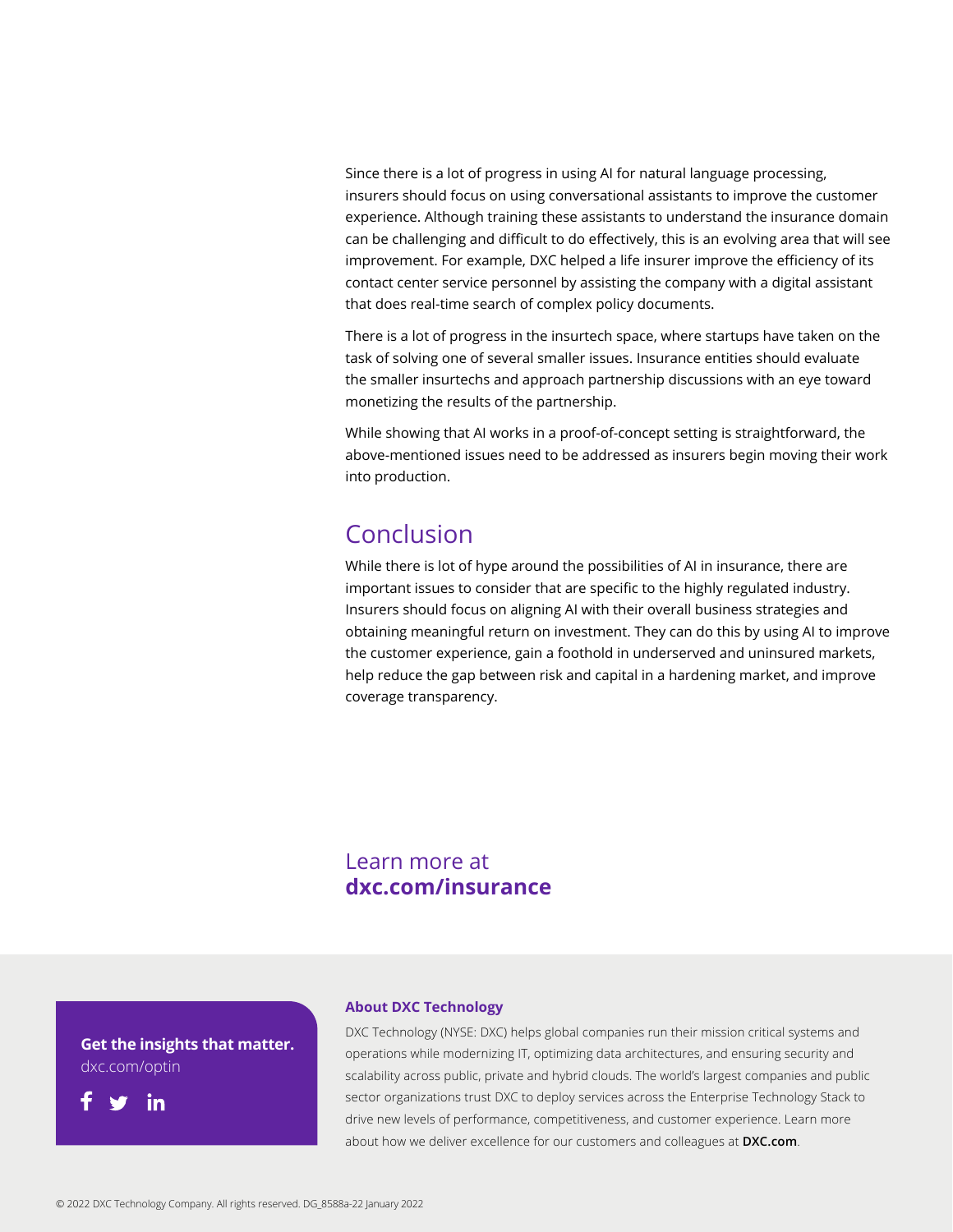Since there is a lot of progress in using AI for natural language processing, insurers should focus on using conversational assistants to improve the customer experience. Although training these assistants to understand the insurance domain can be challenging and difficult to do effectively, this is an evolving area that will see improvement. For example, DXC helped a life insurer improve the efficiency of its contact center service personnel by assisting the company with a digital assistant that does real-time search of complex policy documents.

There is a lot of progress in the insurtech space, where startups have taken on the task of solving one of several smaller issues. Insurance entities should evaluate the smaller insurtechs and approach partnership discussions with an eye toward monetizing the results of the partnership.

While showing that AI works in a proof-of-concept setting is straightforward, the above-mentioned issues need to be addressed as insurers begin moving their work into production.

## Conclusion

While there is lot of hype around the possibilities of AI in insurance, there are important issues to consider that are specific to the highly regulated industry. Insurers should focus on aligning AI with their overall business strategies and obtaining meaningful return on investment. They can do this by using AI to improve the customer experience, gain a foothold in underserved and uninsured markets, help reduce the gap between risk and capital in a hardening market, and improve coverage transparency.

Learn more at
**dxc.com/insurance**

**Get the insights that matter.**
dxc.com/optin

**About DXC Technology**

DXC Technology (NYSE: DXC) helps global companies run their mission critical systems and operations while modernizing IT, optimizing data architectures, and ensuring security and scalability across public, private and hybrid clouds. The world's largest companies and public sector organizations trust DXC to deploy services across the Enterprise Technology Stack to drive new levels of performance, competitiveness, and customer experience. Learn more about how we deliver excellence for our customers and colleagues at **DXC.com**.

© 2022 DXC Technology Company. All rights reserved. DG_8588a-22 January 2022